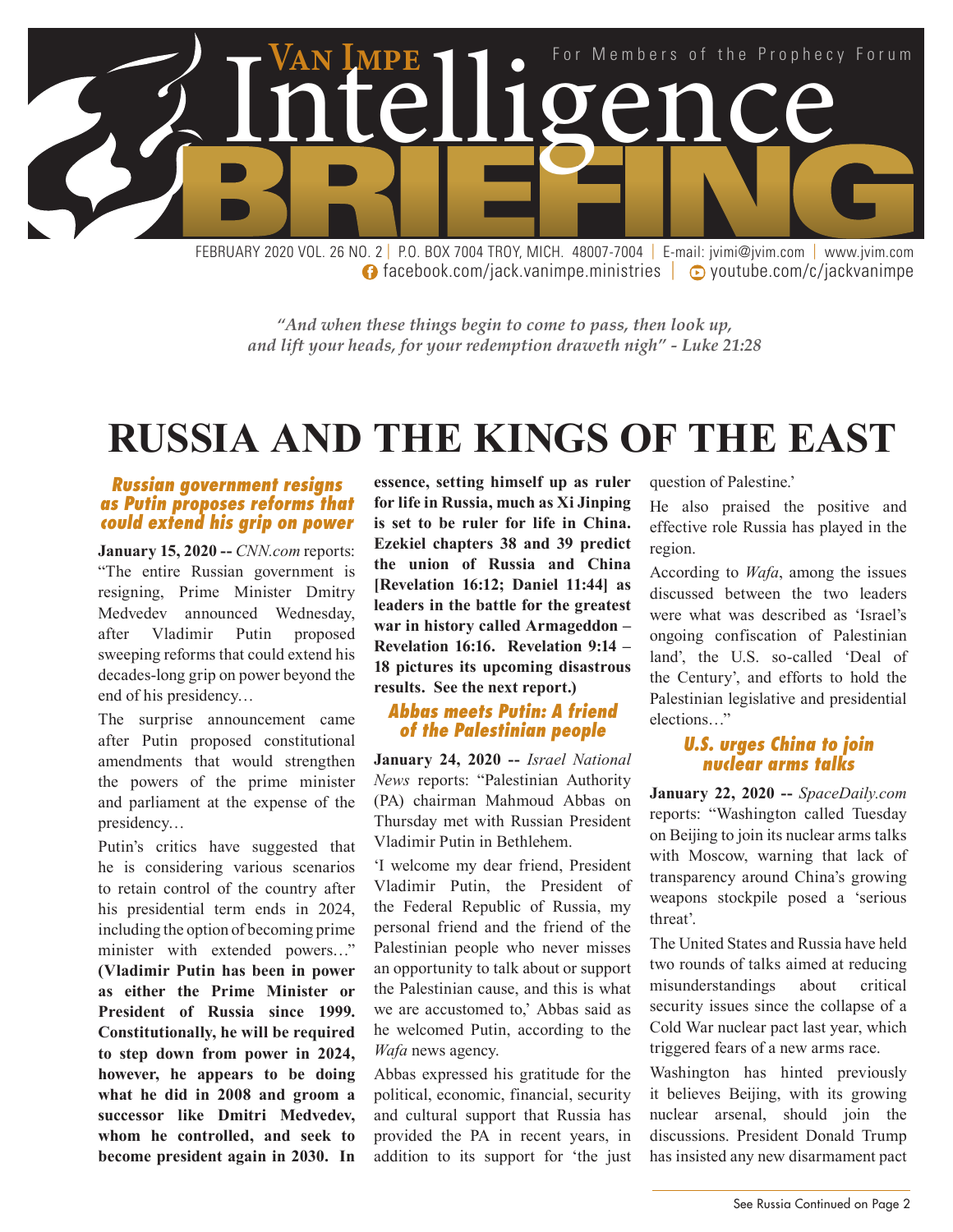# Van Impe Intelligence BRIEFING

For Members of the Prophecy Forum

FEBRUARY 2020 VOL. 26 NO. 2 | P.O. BOX 7004 TROY, MICH. 48007-7004 | E-mail: jvimi@jvim.com | www.jvim.com
facebook.com/jack.vanimpe.ministries | youtube.com/c/jackvanimpe

*"And when these things begin to come to pass, then look up, and lift your heads, for your redemption draweth nigh" - Luke 21:28*

# RUSSIA AND THE KINGS OF THE EAST

### Russian government resigns as Putin proposes reforms that could extend his grip on power

**January 15, 2020 --** *CNN.com* reports: "The entire Russian government is resigning, Prime Minister Dmitry Medvedev announced Wednesday, after Vladimir Putin proposed sweeping reforms that could extend his decades-long grip on power beyond the end of his presidency…

The surprise announcement came after Putin proposed constitutional amendments that would strengthen the powers of the prime minister and parliament at the expense of the presidency…

Putin's critics have suggested that he is considering various scenarios to retain control of the country after his presidential term ends in 2024, including the option of becoming prime minister with extended powers…" **(Vladimir Putin has been in power as either the Prime Minister or President of Russia since 1999. Constitutionally, he will be required to step down from power in 2024, however, he appears to be doing what he did in 2008 and groom a successor like Dmitri Medvedev, whom he controlled, and seek to become president again in 2030. In essence, setting himself up as ruler for life in Russia, much as Xi Jinping is set to be ruler for life in China. Ezekiel chapters 38 and 39 predict the union of Russia and China [Revelation 16:12; Daniel 11:44] as leaders in the battle for the greatest war in history called Armageddon – Revelation 16:16. Revelation 9:14 – 18 pictures its upcoming disastrous results. See the next report.)**

### Abbas meets Putin: A friend of the Palestinian people

**January 24, 2020 --** *Israel National News* reports: "Palestinian Authority (PA) chairman Mahmoud Abbas on Thursday met with Russian President Vladimir Putin in Bethlehem.

'I welcome my dear friend, President Vladimir Putin, the President of the Federal Republic of Russia, my personal friend and the friend of the Palestinian people who never misses an opportunity to talk about or support the Palestinian cause, and this is what we are accustomed to,' Abbas said as he welcomed Putin, according to the *Wafa* news agency.

Abbas expressed his gratitude for the political, economic, financial, security and cultural support that Russia has provided the PA in recent years, in addition to its support for 'the just question of Palestine.'

He also praised the positive and effective role Russia has played in the region.

According to *Wafa*, among the issues discussed between the two leaders were what was described as 'Israel's ongoing confiscation of Palestinian land', the U.S. so-called 'Deal of the Century', and efforts to hold the Palestinian legislative and presidential elections…"

### U.S. urges China to join nuclear arms talks

**January 22, 2020 --** *SpaceDaily.com* reports: "Washington called Tuesday on Beijing to join its nuclear arms talks with Moscow, warning that lack of transparency around China's growing weapons stockpile posed a 'serious threat'.

The United States and Russia have held two rounds of talks aimed at reducing misunderstandings about critical security issues since the collapse of a Cold War nuclear pact last year, which triggered fears of a new arms race.

Washington has hinted previously it believes Beijing, with its growing nuclear arsenal, should join the discussions. President Donald Trump has insisted any new disarmament pact

See Russia Continued on Page 2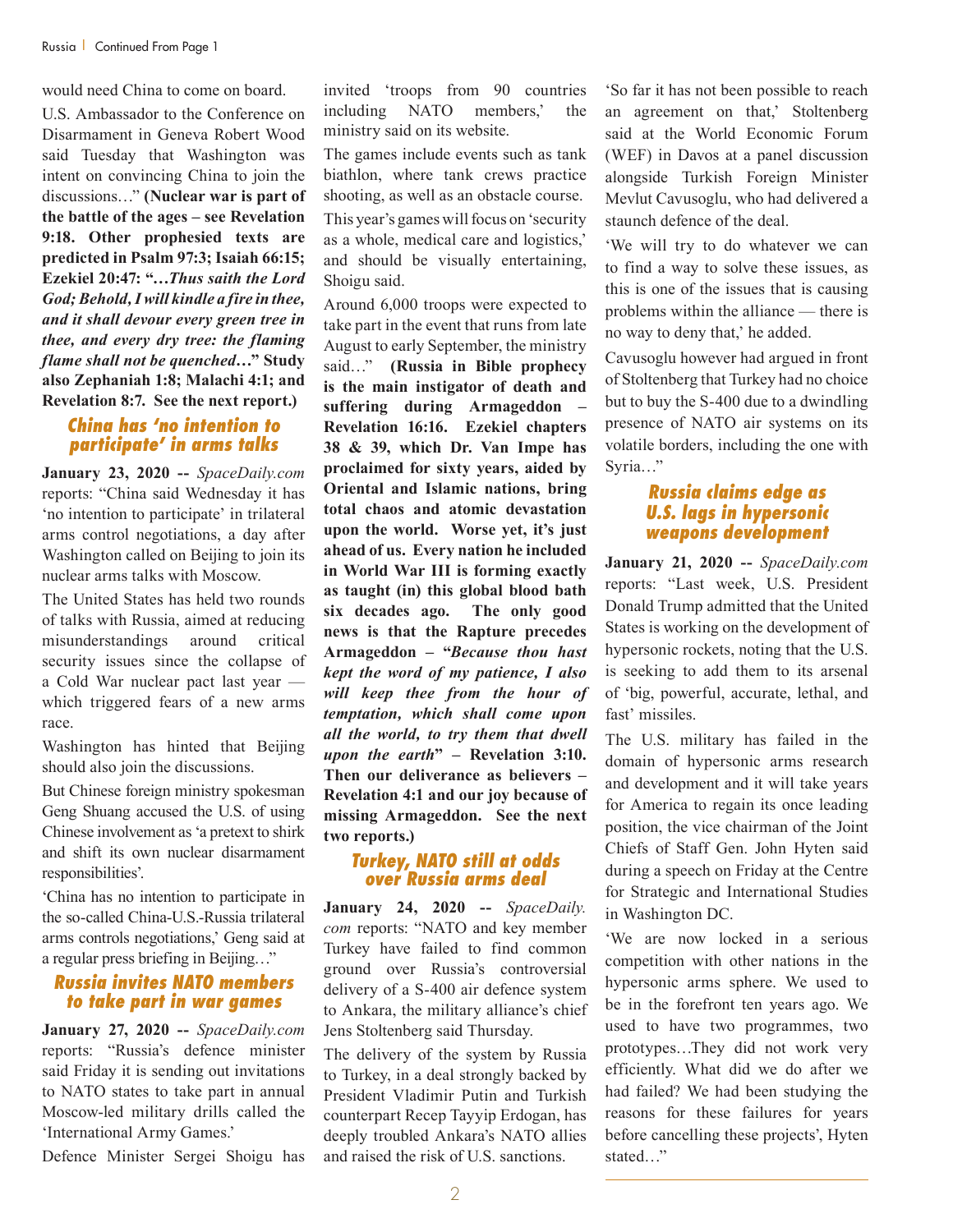would need China to come on board.

U.S. Ambassador to the Conference on Disarmament in Geneva Robert Wood said Tuesday that Washington was intent on convincing China to join the discussions…" **(Nuclear war is part of the battle of the ages – see Revelation 9:18. Other prophesied texts are predicted in Psalm 97:3; Isaiah 66:15; Ezekiel 20:47: "…*Thus saith the Lord God; Behold, I will kindle a fire in thee, and it shall devour every green tree in thee, and every dry tree: the flaming flame shall not be quenched*…" Study also Zephaniah 1:8; Malachi 4:1; and Revelation 8:7. See the next report.)**

## China has 'no intention to participate' in arms talks

**January 23, 2020 --** *SpaceDaily.com* reports: "China said Wednesday it has 'no intention to participate' in trilateral arms control negotiations, a day after Washington called on Beijing to join its nuclear arms talks with Moscow.

The United States has held two rounds of talks with Russia, aimed at reducing misunderstandings around critical security issues since the collapse of a Cold War nuclear pact last year — which triggered fears of a new arms race.

Washington has hinted that Beijing should also join the discussions.

But Chinese foreign ministry spokesman Geng Shuang accused the U.S. of using Chinese involvement as 'a pretext to shirk and shift its own nuclear disarmament responsibilities'.

'China has no intention to participate in the so-called China-U.S.-Russia trilateral arms controls negotiations,' Geng said at a regular press briefing in Beijing…"

## Russia invites NATO members to take part in war games

**January 27, 2020 --** *SpaceDaily.com* reports: "Russia's defence minister said Friday it is sending out invitations to NATO states to take part in annual Moscow-led military drills called the 'International Army Games.'

Defence Minister Sergei Shoigu has invited 'troops from 90 countries including NATO members,' the ministry said on its website.

The games include events such as tank biathlon, where tank crews practice shooting, as well as an obstacle course.

This year's games will focus on 'security as a whole, medical care and logistics,' and should be visually entertaining, Shoigu said.

Around 6,000 troops were expected to take part in the event that runs from late August to early September, the ministry said…" **(Russia in Bible prophecy is the main instigator of death and suffering during Armageddon – Revelation 16:16. Ezekiel chapters 38 & 39, which Dr. Van Impe has proclaimed for sixty years, aided by Oriental and Islamic nations, bring total chaos and atomic devastation upon the world. Worse yet, it's just ahead of us. Every nation he included in World War III is forming exactly as taught (in) this global blood bath six decades ago. The only good news is that the Rapture precedes Armageddon – "*Because thou hast kept the word of my patience, I also will keep thee from the hour of temptation, which shall come upon all the world, to try them that dwell upon the earth*" – Revelation 3:10. Then our deliverance as believers – Revelation 4:1 and our joy because of missing Armageddon. See the next two reports.)**

## Turkey, NATO still at odds over Russia arms deal

**January 24, 2020 --** *SpaceDaily.com* reports: "NATO and key member Turkey have failed to find common ground over Russia's controversial delivery of a S-400 air defence system to Ankara, the military alliance's chief Jens Stoltenberg said Thursday.

The delivery of the system by Russia to Turkey, in a deal strongly backed by President Vladimir Putin and Turkish counterpart Recep Tayyip Erdogan, has deeply troubled Ankara's NATO allies and raised the risk of U.S. sanctions.

'So far it has not been possible to reach an agreement on that,' Stoltenberg said at the World Economic Forum (WEF) in Davos at a panel discussion alongside Turkish Foreign Minister Mevlut Cavusoglu, who had delivered a staunch defence of the deal.

'We will try to do whatever we can to find a way to solve these issues, as this is one of the issues that is causing problems within the alliance — there is no way to deny that,' he added.

Cavusoglu however had argued in front of Stoltenberg that Turkey had no choice but to buy the S-400 due to a dwindling presence of NATO air systems on its volatile borders, including the one with Syria…"

## Russia claims edge as U.S. lags in hypersonic weapons development

**January 21, 2020 --** *SpaceDaily.com* reports: "Last week, U.S. President Donald Trump admitted that the United States is working on the development of hypersonic rockets, noting that the U.S. is seeking to add them to its arsenal of 'big, powerful, accurate, lethal, and fast' missiles.

The U.S. military has failed in the domain of hypersonic arms research and development and it will take years for America to regain its once leading position, the vice chairman of the Joint Chiefs of Staff Gen. John Hyten said during a speech on Friday at the Centre for Strategic and International Studies in Washington DC.

'We are now locked in a serious competition with other nations in the hypersonic arms sphere. We used to be in the forefront ten years ago. We used to have two programmes, two prototypes…They did not work very efficiently. What did we do after we had failed? We had been studying the reasons for these failures for years before cancelling these projects', Hyten stated…"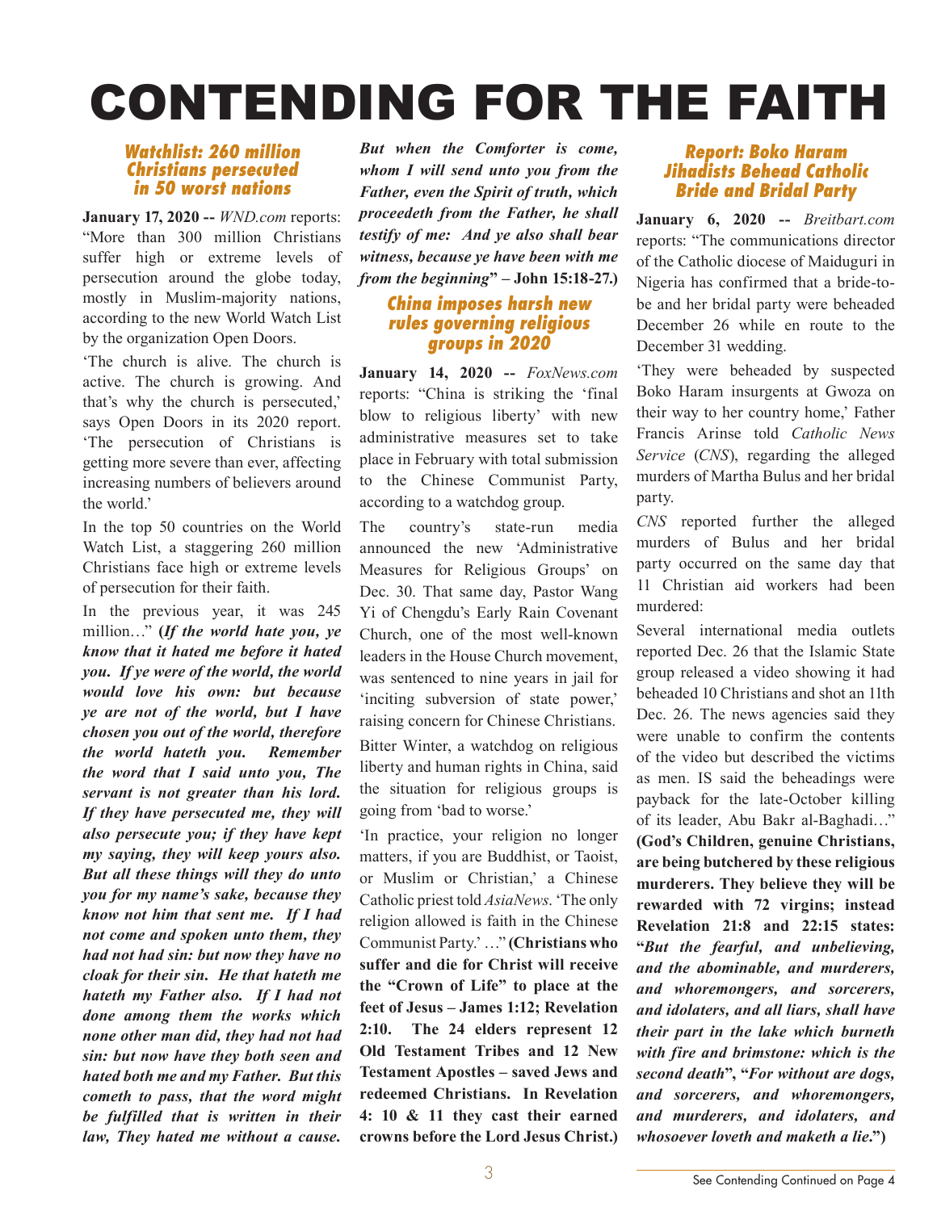# CONTENDING FOR THE FAITH

### *Watchlist: 260 million Christians persecuted in 50 worst nations*

**January 17, 2020 --** *WND.com* reports: "More than 300 million Christians suffer high or extreme levels of persecution around the globe today, mostly in Muslim-majority nations, according to the new World Watch List by the organization Open Doors.

'The church is alive. The church is active. The church is growing. And that's why the church is persecuted,' says Open Doors in its 2020 report. 'The persecution of Christians is getting more severe than ever, affecting increasing numbers of believers around the world.'

In the top 50 countries on the World Watch List, a staggering 260 million Christians face high or extreme levels of persecution for their faith.

In the previous year, it was 245 million…" **(*If the world hate you, ye know that it hated me before it hated you. If ye were of the world, the world would love his own: but because ye are not of the world, but I have chosen you out of the world, therefore the world hateth you. Remember the word that I said unto you, The servant is not greater than his lord. If they have persecuted me, they will also persecute you; if they have kept my saying, they will keep yours also. But all these things will they do unto you for my name's sake, because they know not him that sent me. If I had not come and spoken unto them, they had not had sin: but now they have no cloak for their sin. He that hateth me hateth my Father also. If I had not done among them the works which none other man did, they had not had sin: but now have they both seen and hated both me and my Father. But this cometh to pass, that the word might be fulfilled that is written in their law, They hated me without a cause. But when the Comforter is come, whom I will send unto you from the Father, even the Spirit of truth, which proceedeth from the Father, he shall testify of me: And ye also shall bear witness, because ye have been with me from the beginning*" – John 15:18-27.)**

### *China imposes harsh new rules governing religious groups in 2020*

**January 14, 2020 --** *FoxNews.com* reports: "China is striking the 'final blow to religious liberty' with new administrative measures set to take place in February with total submission to the Chinese Communist Party, according to a watchdog group.

The country's state-run media announced the new 'Administrative Measures for Religious Groups' on Dec. 30. That same day, Pastor Wang Yi of Chengdu's Early Rain Covenant Church, one of the most well-known leaders in the House Church movement, was sentenced to nine years in jail for 'inciting subversion of state power,' raising concern for Chinese Christians.

Bitter Winter, a watchdog on religious liberty and human rights in China, said the situation for religious groups is going from 'bad to worse.'

'In practice, your religion no longer matters, if you are Buddhist, or Taoist, or Muslim or Christian,' a Chinese Catholic priest told *AsiaNews*. 'The only religion allowed is faith in the Chinese Communist Party.' …" **(Christians who suffer and die for Christ will receive the "Crown of Life" to place at the feet of Jesus – James 1:12; Revelation 2:10. The 24 elders represent 12 Old Testament Tribes and 12 New Testament Apostles – saved Jews and redeemed Christians. In Revelation 4: 10 & 11 they cast their earned crowns before the Lord Jesus Christ.)**

### *Report: Boko Haram Jihadists Behead Catholic Bride and Bridal Party*

**January 6, 2020 --** *Breitbart.com* reports: "The communications director of the Catholic diocese of Maiduguri in Nigeria has confirmed that a bride-to-be and her bridal party were beheaded December 26 while en route to the December 31 wedding.

'They were beheaded by suspected Boko Haram insurgents at Gwoza on their way to her country home,' Father Francis Arinse told *Catholic News Service* (*CNS*), regarding the alleged murders of Martha Bulus and her bridal party.

*CNS* reported further the alleged murders of Bulus and her bridal party occurred on the same day that 11 Christian aid workers had been murdered:

Several international media outlets reported Dec. 26 that the Islamic State group released a video showing it had beheaded 10 Christians and shot an 11th Dec. 26. The news agencies said they were unable to confirm the contents of the video but described the victims as men. IS said the beheadings were payback for the late-October killing of its leader, Abu Bakr al-Baghadi…" **(God's Children, genuine Christians, are being butchered by these religious murderers. They believe they will be rewarded with 72 virgins; instead Revelation 21:8 and 22:15 states: "*But the fearful, and unbelieving, and the abominable, and murderers, and whoremongers, and sorcerers, and idolaters, and all liars, shall have their part in the lake which burneth with fire and brimstone: which is the second death*", "*For without are dogs, and sorcerers, and whoremongers, and murderers, and idolaters, and whosoever loveth and maketh a lie.*")**

See Contending Continued on Page 4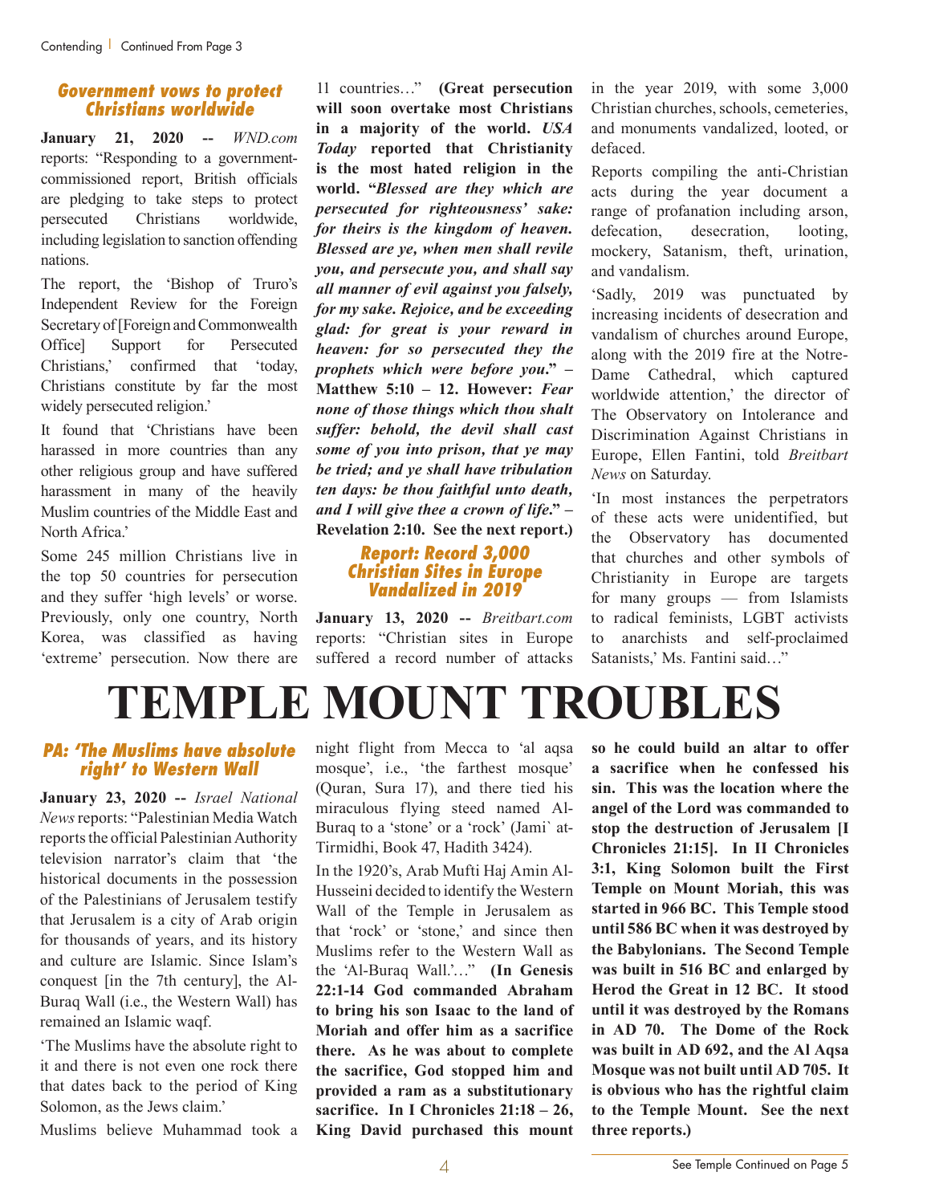### Government vows to protect Christians worldwide

**January 21, 2020 --** *WND.com* reports: "Responding to a government-commissioned report, British officials are pledging to take steps to protect persecuted Christians worldwide, including legislation to sanction offending nations.

The report, the 'Bishop of Truro's Independent Review for the Foreign Secretary of [Foreign and Commonwealth Office] Support for Persecuted Christians,' confirmed that 'today, Christians constitute by far the most widely persecuted religion.'

It found that 'Christians have been harassed in more countries than any other religious group and have suffered harassment in many of the heavily Muslim countries of the Middle East and North Africa.'

Some 245 million Christians live in the top 50 countries for persecution and they suffer 'high levels' or worse. Previously, only one country, North Korea, was classified as having 'extreme' persecution. Now there are 11 countries…" **(Great persecution will soon overtake most Christians in a majority of the world.** ***USA Today*** **reported that Christianity is the most hated religion in the world. "*Blessed are they which are persecuted for righteousness' sake: for theirs is the kingdom of heaven. Blessed are ye, when men shall revile you, and persecute you, and shall say all manner of evil against you falsely, for my sake. Rejoice, and be exceeding glad: for great is your reward in heaven: for so persecuted they the prophets which were before you.*" – Matthew 5:10 – 12. However: *Fear none of those things which thou shalt suffer: behold, the devil shall cast some of you into prison, that ye may be tried; and ye shall have tribulation ten days: be thou faithful unto death, and I will give thee a crown of life.*" – Revelation 2:10. See the next report.)**

### Report: Record 3,000 Christian Sites in Europe Vandalized in 2019

**January 13, 2020 --** *Breitbart.com* reports: "Christian sites in Europe suffered a record number of attacks in the year 2019, with some 3,000 Christian churches, schools, cemeteries, and monuments vandalized, looted, or defaced.

Reports compiling the anti-Christian acts during the year document a range of profanation including arson, defecation, desecration, looting, mockery, Satanism, theft, urination, and vandalism.

'Sadly, 2019 was punctuated by increasing incidents of desecration and vandalism of churches around Europe, along with the 2019 fire at the Notre-Dame Cathedral, which captured worldwide attention,' the director of The Observatory on Intolerance and Discrimination Against Christians in Europe, Ellen Fantini, told *Breitbart News* on Saturday.

'In most instances the perpetrators of these acts were unidentified, but the Observatory has documented that churches and other symbols of Christianity in Europe are targets for many groups — from Islamists to radical feminists, LGBT activists to anarchists and self-proclaimed Satanists,' Ms. Fantini said…"

# TEMPLE MOUNT TROUBLES

### PA: 'The Muslims have absolute right' to Western Wall

**January 23, 2020 --** *Israel National News* reports: "Palestinian Media Watch reports the official Palestinian Authority television narrator's claim that 'the historical documents in the possession of the Palestinians of Jerusalem testify that Jerusalem is a city of Arab origin for thousands of years, and its history and culture are Islamic. Since Islam's conquest [in the 7th century], the Al-Buraq Wall (i.e., the Western Wall) has remained an Islamic waqf.

'The Muslims have the absolute right to it and there is not even one rock there that dates back to the period of King Solomon, as the Jews claim.'

Muslims believe Muhammad took a night flight from Mecca to 'al aqsa mosque', i.e., 'the farthest mosque' (Quran, Sura 17), and there tied his miraculous flying steed named Al-Buraq to a 'stone' or a 'rock' (Jami` at-Tirmidhi, Book 47, Hadith 3424).

In the 1920's, Arab Mufti Haj Amin Al-Husseini decided to identify the Western Wall of the Temple in Jerusalem as that 'rock' or 'stone,' and since then Muslims refer to the Western Wall as the 'Al-Buraq Wall.'…" **(In Genesis 22:1-14 God commanded Abraham to bring his son Isaac to the land of Moriah and offer him as a sacrifice there. As he was about to complete the sacrifice, God stopped him and provided a ram as a substitutionary sacrifice. In I Chronicles 21:18 – 26, King David purchased this mount so he could build an altar to offer a sacrifice when he confessed his sin. This was the location where the angel of the Lord was commanded to stop the destruction of Jerusalem [I Chronicles 21:15]. In II Chronicles 3:1, King Solomon built the First Temple on Mount Moriah, this was started in 966 BC. This Temple stood until 586 BC when it was destroyed by the Babylonians. The Second Temple was built in 516 BC and enlarged by Herod the Great in 12 BC. It stood until it was destroyed by the Romans in AD 70. The Dome of the Rock was built in AD 692, and the Al Aqsa Mosque was not built until AD 705. It is obvious who has the rightful claim to the Temple Mount. See the next three reports.)**

See Temple Continued on Page 5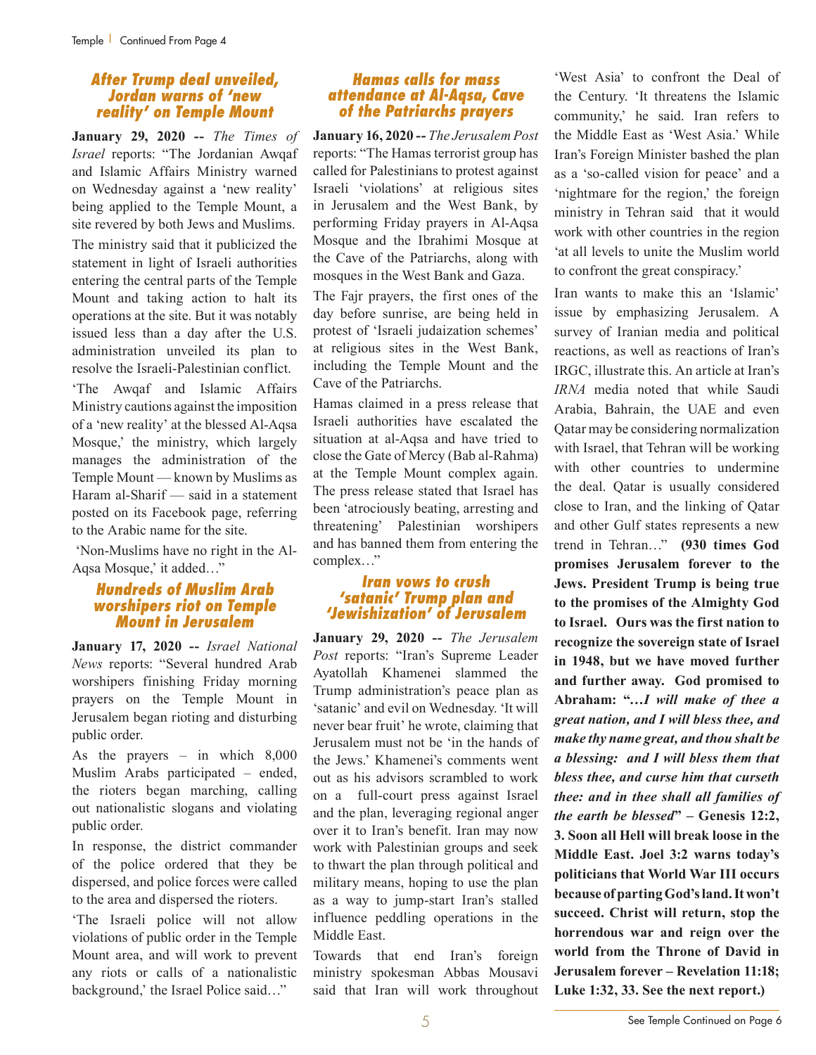## After Trump deal unveiled, Jordan warns of 'new reality' on Temple Mount

**January 29, 2020 --** *The Times of Israel* reports: "The Jordanian Awqaf and Islamic Affairs Ministry warned on Wednesday against a 'new reality' being applied to the Temple Mount, a site revered by both Jews and Muslims.

The ministry said that it publicized the statement in light of Israeli authorities entering the central parts of the Temple Mount and taking action to halt its operations at the site. But it was notably issued less than a day after the U.S. administration unveiled its plan to resolve the Israeli-Palestinian conflict.

'The Awqaf and Islamic Affairs Ministry cautions against the imposition of a 'new reality' at the blessed Al-Aqsa Mosque,' the ministry, which largely manages the administration of the Temple Mount — known by Muslims as Haram al-Sharif — said in a statement posted on its Facebook page, referring to the Arabic name for the site.

'Non-Muslims have no right in the Al-Aqsa Mosque,' it added…"

## Hundreds of Muslim Arab worshipers riot on Temple Mount in Jerusalem

**January 17, 2020 --** *Israel National News* reports: "Several hundred Arab worshipers finishing Friday morning prayers on the Temple Mount in Jerusalem began rioting and disturbing public order.

As the prayers – in which 8,000 Muslim Arabs participated – ended, the rioters began marching, calling out nationalistic slogans and violating public order.

In response, the district commander of the police ordered that they be dispersed, and police forces were called to the area and dispersed the rioters.

'The Israeli police will not allow violations of public order in the Temple Mount area, and will work to prevent any riots or calls of a nationalistic background,' the Israel Police said…"

## Hamas calls for mass attendance at Al-Aqsa, Cave of the Patriarchs prayers

**January 16, 2020 --** *The Jerusalem Post* reports: "The Hamas terrorist group has called for Palestinians to protest against Israeli 'violations' at religious sites in Jerusalem and the West Bank, by performing Friday prayers in Al-Aqsa Mosque and the Ibrahimi Mosque at the Cave of the Patriarchs, along with mosques in the West Bank and Gaza.

The Fajr prayers, the first ones of the day before sunrise, are being held in protest of 'Israeli judaization schemes' at religious sites in the West Bank, including the Temple Mount and the Cave of the Patriarchs.

Hamas claimed in a press release that Israeli authorities have escalated the situation at al-Aqsa and have tried to close the Gate of Mercy (Bab al-Rahma) at the Temple Mount complex again. The press release stated that Israel has been 'atrociously beating, arresting and threatening' Palestinian worshipers and has banned them from entering the complex…"

## Iran vows to crush 'satanic' Trump plan and 'Jewishization' of Jerusalem

**January 29, 2020 --** *The Jerusalem Post* reports: "Iran's Supreme Leader Ayatollah Khamenei slammed the Trump administration's peace plan as 'satanic' and evil on Wednesday. 'It will never bear fruit' he wrote, claiming that Jerusalem must not be 'in the hands of the Jews.' Khamenei's comments went out as his advisors scrambled to work on a full-court press against Israel and the plan, leveraging regional anger over it to Iran's benefit. Iran may now work with Palestinian groups and seek to thwart the plan through political and military means, hoping to use the plan as a way to jump-start Iran's stalled influence peddling operations in the Middle East.

Towards that end Iran's foreign ministry spokesman Abbas Mousavi said that Iran will work throughout 'West Asia' to confront the Deal of the Century. 'It threatens the Islamic community,' he said. Iran refers to the Middle East as 'West Asia.' While Iran's Foreign Minister bashed the plan as a 'so-called vision for peace' and a 'nightmare for the region,' the foreign ministry in Tehran said that it would work with other countries in the region 'at all levels to unite the Muslim world to confront the great conspiracy.'

Iran wants to make this an 'Islamic' issue by emphasizing Jerusalem. A survey of Iranian media and political reactions, as well as reactions of Iran's IRGC, illustrate this. An article at Iran's *IRNA* media noted that while Saudi Arabia, Bahrain, the UAE and even Qatar may be considering normalization with Israel, that Tehran will be working with other countries to undermine the deal. Qatar is usually considered close to Iran, and the linking of Qatar and other Gulf states represents a new trend in Tehran…" **(930 times God promises Jerusalem forever to the Jews. President Trump is being true to the promises of the Almighty God to Israel. Ours was the first nation to recognize the sovereign state of Israel in 1948, but we have moved further and further away. God promised to Abraham: "*…I will make of thee a great nation, and I will bless thee, and make thy name great, and thou shalt be a blessing: and I will bless them that bless thee, and curse him that curseth thee: and in thee shall all families of the earth be blessed*" – Genesis 12:2, 3. Soon all Hell will break loose in the Middle East. Joel 3:2 warns today's politicians that World War III occurs because of parting God's land. It won't succeed. Christ will return, stop the horrendous war and reign over the world from the Throne of David in Jerusalem forever – Revelation 11:18; Luke 1:32, 33. See the next report.)**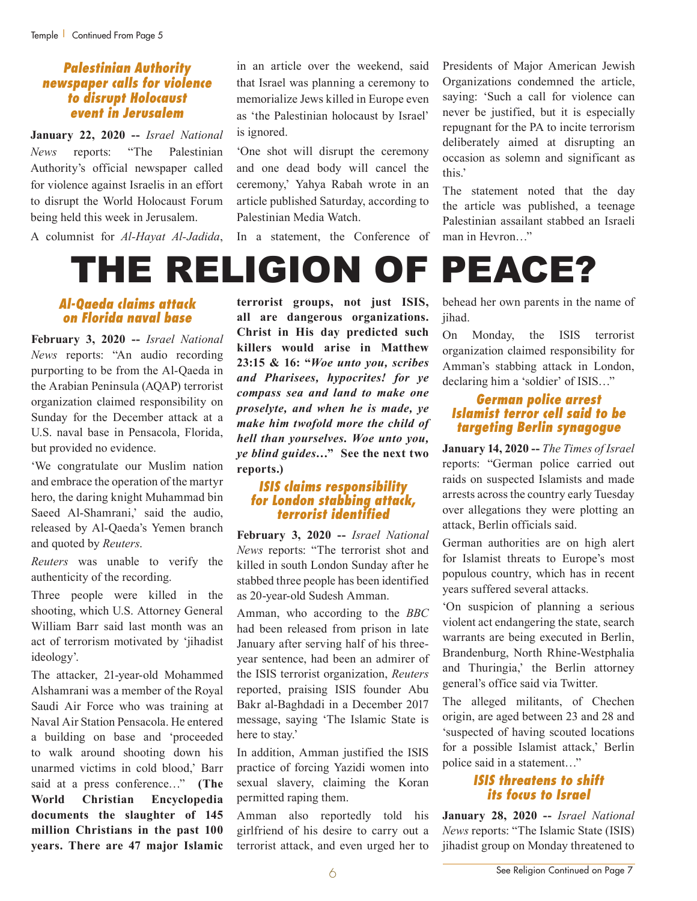### Palestinian Authority newspaper calls for violence to disrupt Holocaust event in Jerusalem

**January 22, 2020 --** *Israel National News* reports: "The Palestinian Authority's official newspaper called for violence against Israelis in an effort to disrupt the World Holocaust Forum being held this week in Jerusalem.

A columnist for *Al-Hayat Al-Jadida*, in an article over the weekend, said that Israel was planning a ceremony to memorialize Jews killed in Europe even as 'the Palestinian holocaust by Israel' is ignored.

'One shot will disrupt the ceremony and one dead body will cancel the ceremony,' Yahya Rabah wrote in an article published Saturday, according to Palestinian Media Watch.

In a statement, the Conference of Presidents of Major American Jewish Organizations condemned the article, saying: 'Such a call for violence can never be justified, but it is especially repugnant for the PA to incite terrorism deliberately aimed at disrupting an occasion as solemn and significant as this.'

The statement noted that the day the article was published, a teenage Palestinian assailant stabbed an Israeli man in Hevron…"

# THE RELIGION OF PEACE?

### Al-Qaeda claims attack on Florida naval base

**February 3, 2020 --** *Israel National News* reports: "An audio recording purporting to be from the Al-Qaeda in the Arabian Peninsula (AQAP) terrorist organization claimed responsibility on Sunday for the December attack at a U.S. naval base in Pensacola, Florida, but provided no evidence.

'We congratulate our Muslim nation and embrace the operation of the martyr hero, the daring knight Muhammad bin Saeed Al-Shamrani,' said the audio, released by Al-Qaeda's Yemen branch and quoted by *Reuters*.

*Reuters* was unable to verify the authenticity of the recording.

Three people were killed in the shooting, which U.S. Attorney General William Barr said last month was an act of terrorism motivated by 'jihadist ideology'.

The attacker, 21-year-old Mohammed Alshamrani was a member of the Royal Saudi Air Force who was training at Naval Air Station Pensacola. He entered a building on base and 'proceeded to walk around shooting down his unarmed victims in cold blood,' Barr said at a press conference…" **(The World Christian Encyclopedia documents the slaughter of 145 million Christians in the past 100 years. There are 47 major Islamic terrorist groups, not just ISIS, all are dangerous organizations. Christ in His day predicted such killers would arise in Matthew 23:15 & 16: "*Woe unto you, scribes and Pharisees, hypocrites! for ye compass sea and land to make one proselyte, and when he is made, ye make him twofold more the child of hell than yourselves. Woe unto you, ye blind guides…*" See the next two reports.)**

### ISIS claims responsibility for London stabbing attack, terrorist identified

**February 3, 2020 --** *Israel National News* reports: "The terrorist shot and killed in south London Sunday after he stabbed three people has been identified as 20-year-old Sudesh Amman.

Amman, who according to the *BBC* had been released from prison in late January after serving half of his three-year sentence, had been an admirer of the ISIS terrorist organization, *Reuters* reported, praising ISIS founder Abu Bakr al-Baghdadi in a December 2017 message, saying 'The Islamic State is here to stay.'

In addition, Amman justified the ISIS practice of forcing Yazidi women into sexual slavery, claiming the Koran permitted raping them.

Amman also reportedly told his girlfriend of his desire to carry out a terrorist attack, and even urged her to behead her own parents in the name of jihad.

On Monday, the ISIS terrorist organization claimed responsibility for Amman's stabbing attack in London, declaring him a 'soldier' of ISIS…"

### German police arrest Islamist terror cell said to be targeting Berlin synagogue

**January 14, 2020 --** *The Times of Israel* reports: "German police carried out raids on suspected Islamists and made arrests across the country early Tuesday over allegations they were plotting an attack, Berlin officials said.

German authorities are on high alert for Islamist threats to Europe's most populous country, which has in recent years suffered several attacks.

'On suspicion of planning a serious violent act endangering the state, search warrants are being executed in Berlin, Brandenburg, North Rhine-Westphalia and Thuringia,' the Berlin attorney general's office said via Twitter.

The alleged militants, of Chechen origin, are aged between 23 and 28 and 'suspected of having scouted locations for a possible Islamist attack,' Berlin police said in a statement…"

### ISIS threatens to shift its focus to Israel

**January 28, 2020 --** *Israel National News* reports: "The Islamic State (ISIS) jihadist group on Monday threatened to

See Religion Continued on Page 7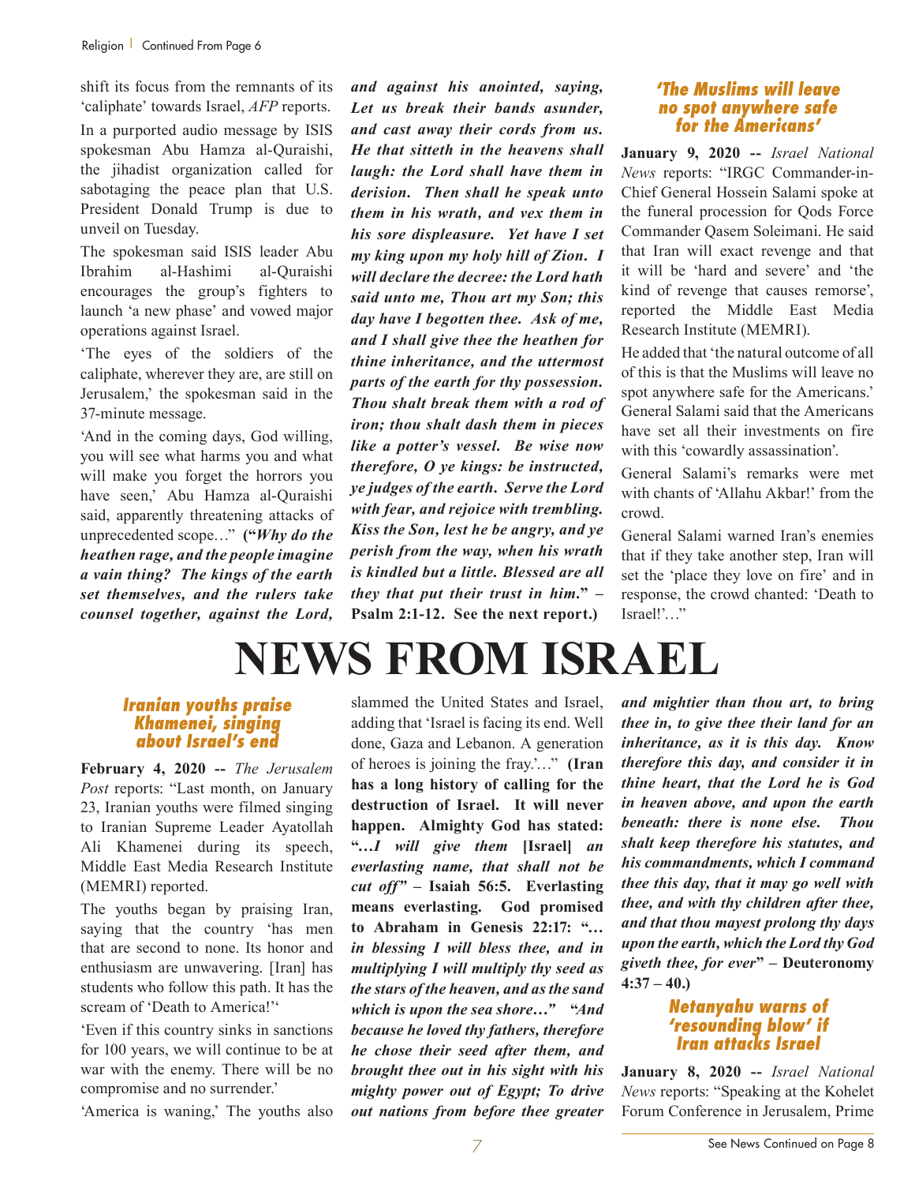shift its focus from the remnants of its 'caliphate' towards Israel, *AFP* reports.

In a purported audio message by ISIS spokesman Abu Hamza al-Quraishi, the jihadist organization called for sabotaging the peace plan that U.S. President Donald Trump is due to unveil on Tuesday.

The spokesman said ISIS leader Abu Ibrahim al-Hashimi al-Quraishi encourages the group's fighters to launch 'a new phase' and vowed major operations against Israel.

'The eyes of the soldiers of the caliphate, wherever they are, are still on Jerusalem,' the spokesman said in the 37-minute message.

'And in the coming days, God willing, you will see what harms you and what will make you forget the horrors you have seen,' Abu Hamza al-Quraishi said, apparently threatening attacks of unprecedented scope…" **("*Why do the heathen rage, and the people imagine a vain thing? The kings of the earth set themselves, and the rulers take counsel together, against the Lord, and against his anointed, saying, Let us break their bands asunder, and cast away their cords from us. He that sitteth in the heavens shall laugh: the Lord shall have them in derision. Then shall he speak unto them in his wrath, and vex them in his sore displeasure. Yet have I set my king upon my holy hill of Zion. I will declare the decree: the Lord hath said unto me, Thou art my Son; this day have I begotten thee. Ask of me, and I shall give thee the heathen for thine inheritance, and the uttermost parts of the earth for thy possession. Thou shalt break them with a rod of iron; thou shalt dash them in pieces like a potter's vessel. Be wise now therefore, O ye kings: be instructed, ye judges of the earth. Serve the Lord with fear, and rejoice with trembling. Kiss the Son, lest he be angry, and ye perish from the way, when his wrath is kindled but a little. Blessed are all they that put their trust in him.*" – Psalm 2:1-12. See the next report.)**

### 'The Muslims will leave no spot anywhere safe for the Americans'

**January 9, 2020 --** *Israel National News* reports: "IRGC Commander-in-Chief General Hossein Salami spoke at the funeral procession for Qods Force Commander Qasem Soleimani. He said that Iran will exact revenge and that it will be 'hard and severe' and 'the kind of revenge that causes remorse', reported the Middle East Media Research Institute (MEMRI).

He added that 'the natural outcome of all of this is that the Muslims will leave no spot anywhere safe for the Americans.' General Salami said that the Americans have set all their investments on fire with this 'cowardly assassination'.

General Salami's remarks were met with chants of 'Allahu Akbar!' from the crowd.

General Salami warned Iran's enemies that if they take another step, Iran will set the 'place they love on fire' and in response, the crowd chanted: 'Death to Israel!'…"

# NEWS FROM ISRAEL

### Iranian youths praise Khamenei, singing about Israel's end

**February 4, 2020 --** *The Jerusalem Post* reports: "Last month, on January 23, Iranian youths were filmed singing to Iranian Supreme Leader Ayatollah Ali Khamenei during its speech, Middle East Media Research Institute (MEMRI) reported.

The youths began by praising Iran, saying that the country 'has men that are second to none. Its honor and enthusiasm are unwavering. [Iran] has students who follow this path. It has the scream of 'Death to America!''

'Even if this country sinks in sanctions for 100 years, we will continue to be at war with the enemy. There will be no compromise and no surrender.'

'America is waning,' The youths also slammed the United States and Israel, adding that 'Israel is facing its end. Well done, Gaza and Lebanon. A generation of heroes is joining the fray.'…" **(Iran has a long history of calling for the destruction of Israel. It will never happen. Almighty God has stated: "*…I will give them* [Israel] *an everlasting name, that shall not be cut off*" – Isaiah 56:5. Everlasting means everlasting. God promised to Abraham in Genesis 22:17: "*… in blessing I will bless thee, and in multiplying I will multiply thy seed as the stars of the heaven, and as the sand which is upon the sea shore…*" "*And because he loved thy fathers, therefore he chose their seed after them, and brought thee out in his sight with his mighty power out of Egypt; To drive out nations from before thee greater and mightier than thou art, to bring thee in, to give thee their land for an inheritance, as it is this day. Know therefore this day, and consider it in thine heart, that the Lord he is God in heaven above, and upon the earth beneath: there is none else. Thou shalt keep therefore his statutes, and his commandments, which I command thee this day, that it may go well with thee, and with thy children after thee, and that thou mayest prolong thy days upon the earth, which the Lord thy God giveth thee, for ever*" – Deuteronomy 4:37 – 40.)**

### Netanyahu warns of 'resounding blow' if Iran attacks Israel

**January 8, 2020 --** *Israel National News* reports: "Speaking at the Kohelet Forum Conference in Jerusalem, Prime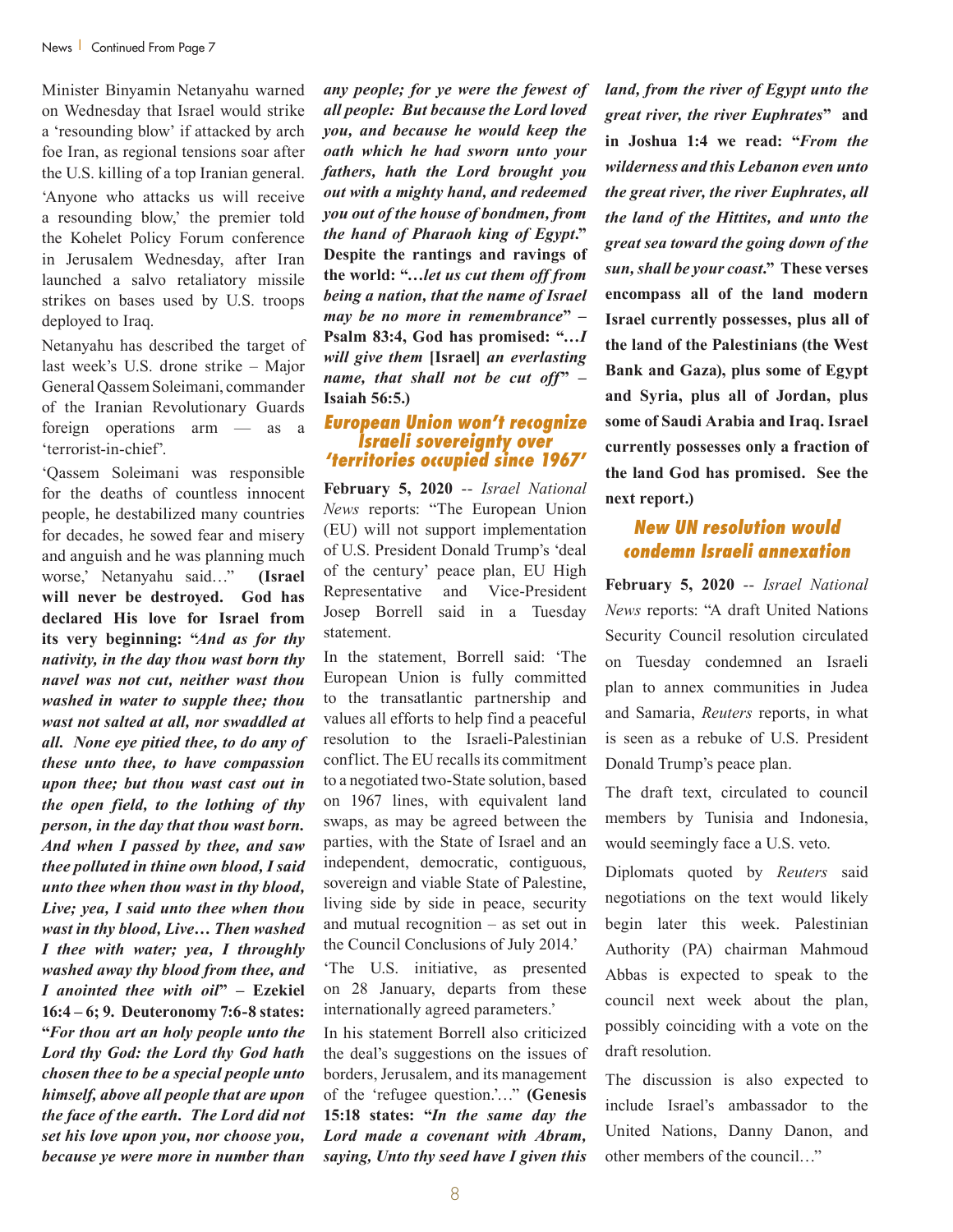Minister Binyamin Netanyahu warned on Wednesday that Israel would strike a 'resounding blow' if attacked by arch foe Iran, as regional tensions soar after the U.S. killing of a top Iranian general.

'Anyone who attacks us will receive a resounding blow,' the premier told the Kohelet Policy Forum conference in Jerusalem Wednesday, after Iran launched a salvo retaliatory missile strikes on bases used by U.S. troops deployed to Iraq.

Netanyahu has described the target of last week's U.S. drone strike – Major General Qassem Soleimani, commander of the Iranian Revolutionary Guards foreign operations arm — as a 'terrorist-in-chief'.

'Qassem Soleimani was responsible for the deaths of countless innocent people, he destabilized many countries for decades, he sowed fear and misery and anguish and he was planning much worse,' Netanyahu said…" **(Israel will never be destroyed. God has declared His love for Israel from its very beginning: "*And as for thy nativity, in the day thou wast born thy navel was not cut, neither wast thou washed in water to supple thee; thou wast not salted at all, nor swaddled at all. None eye pitied thee, to do any of these unto thee, to have compassion upon thee; but thou wast cast out in the open field, to the lothing of thy person, in the day that thou wast born. And when I passed by thee, and saw thee polluted in thine own blood, I said unto thee when thou wast in thy blood, Live; yea, I said unto thee when thou wast in thy blood, Live… Then washed I thee with water; yea, I throughly washed away thy blood from thee, and I anointed thee with oil*" – Ezekiel 16:4 – 6; 9. Deuteronomy 7:6-8 states: "*For thou art an holy people unto the Lord thy God: the Lord thy God hath chosen thee to be a special people unto himself, above all people that are upon the face of the earth. The Lord did not set his love upon you, nor choose you, because ye were more in number than any people; for ye were the fewest of all people: But because the Lord loved you, and because he would keep the oath which he had sworn unto your fathers, hath the Lord brought you out with a mighty hand, and redeemed you out of the house of bondmen, from the hand of Pharaoh king of Egypt*." Despite the rantings and ravings of the world: "*…let us cut them off from being a nation, that the name of Israel may be no more in remembrance*" – Psalm 83:4, God has promised: "*…I will give them* [Israel] *an everlasting name, that shall not be cut off*" – Isaiah 56:5.)**

## European Union won't recognize Israeli sovereignty over 'territories occupied since 1967'

**February 5, 2020** -- *Israel National News* reports: "The European Union (EU) will not support implementation of U.S. President Donald Trump's 'deal of the century' peace plan, EU High Representative and Vice-President Josep Borrell said in a Tuesday statement.

In the statement, Borrell said: 'The European Union is fully committed to the transatlantic partnership and values all efforts to help find a peaceful resolution to the Israeli-Palestinian conflict. The EU recalls its commitment to a negotiated two-State solution, based on 1967 lines, with equivalent land swaps, as may be agreed between the parties, with the State of Israel and an independent, democratic, contiguous, sovereign and viable State of Palestine, living side by side in peace, security and mutual recognition – as set out in the Council Conclusions of July 2014.'

'The U.S. initiative, as presented on 28 January, departs from these internationally agreed parameters.'

In his statement Borrell also criticized the deal's suggestions on the issues of borders, Jerusalem, and its management of the 'refugee question.'…" **(Genesis 15:18 states: "*In the same day the Lord made a covenant with Abram, saying, Unto thy seed have I given this land, from the river of Egypt unto the great river, the river Euphrates*" and in Joshua 1:4 we read: "*From the wilderness and this Lebanon even unto the great river, the river Euphrates, all the land of the Hittites, and unto the great sea toward the going down of the sun, shall be your coast*." These verses encompass all of the land modern Israel currently possesses, plus all of the land of the Palestinians (the West Bank and Gaza), plus some of Egypt and Syria, plus all of Jordan, plus some of Saudi Arabia and Iraq. Israel currently possesses only a fraction of the land God has promised. See the next report.)**

## New UN resolution would condemn Israeli annexation

**February 5, 2020** -- *Israel National News* reports: "A draft United Nations Security Council resolution circulated on Tuesday condemned an Israeli plan to annex communities in Judea and Samaria, *Reuters* reports, in what is seen as a rebuke of U.S. President Donald Trump's peace plan.

The draft text, circulated to council members by Tunisia and Indonesia, would seemingly face a U.S. veto.

Diplomats quoted by *Reuters* said negotiations on the text would likely begin later this week. Palestinian Authority (PA) chairman Mahmoud Abbas is expected to speak to the council next week about the plan, possibly coinciding with a vote on the draft resolution.

The discussion is also expected to include Israel's ambassador to the United Nations, Danny Danon, and other members of the council…"